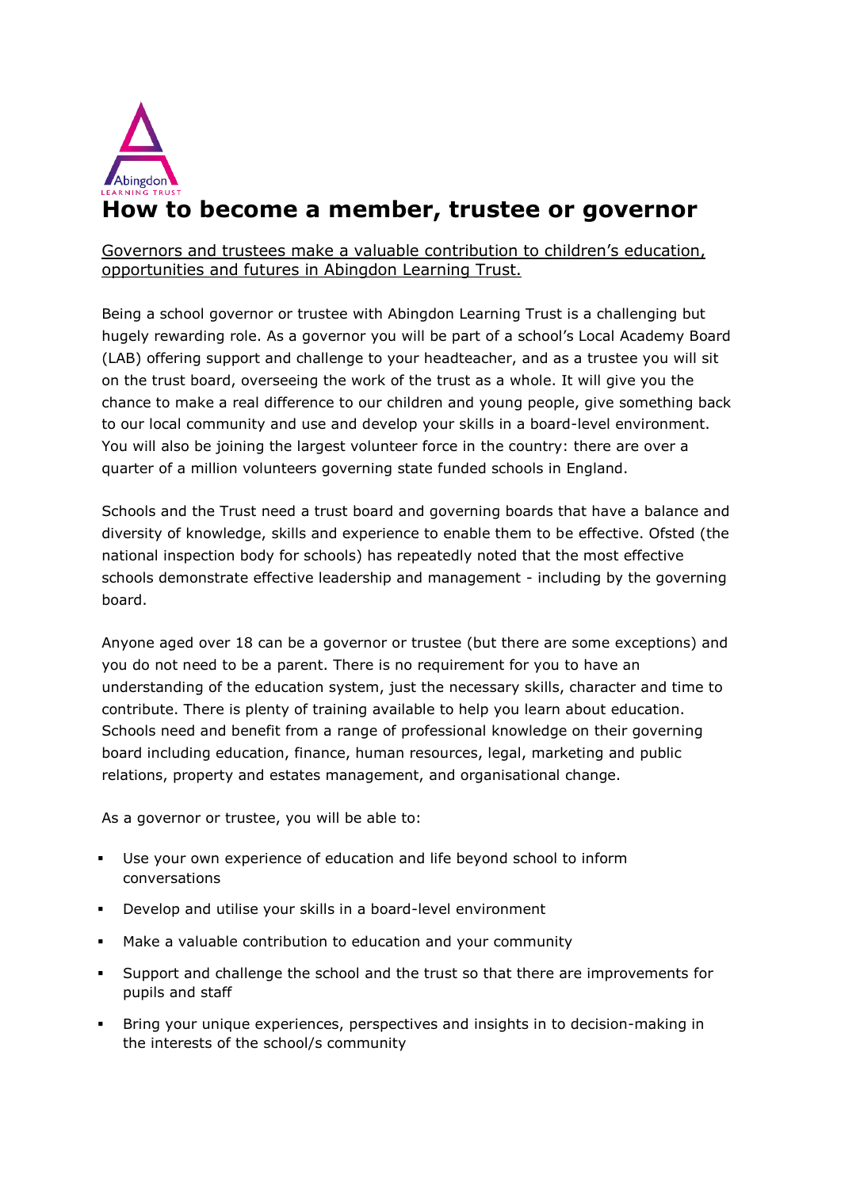# How to become a member, trustee or governor

Governors and trustees make a valuable contribution to children's education, opportunities and futures in Abingdon Learning Trust.

Being a school governor or trustee with Abingdon Learning Trust is a challenging but hugely rewarding role. As a governor you will be part of a school's Local Academy Board (LAB) offering support and challenge to your headteacher, and as a trustee you will sit on the trust board, overseeing the work of the trust as a whole. It will give you the chance to make a real difference to our children and young people, give something back to our local community and use and develop your skills in a board-level environment. You will also be joining the largest volunteer force in the country: there are over a quarter of a million volunteers governing state funded schools in England.

Schools and the Trust need a trust board and governing boards that have a balance and diversity of knowledge, skills and experience to enable them to be effective. Ofsted (the national inspection body for schools) has repeatedly noted that the most effective schools demonstrate effective leadership and management - including by the governing board.

Anyone aged over 18 can be a governor or trustee (but there are some exceptions) and you do not need to be a parent. There is no requirement for you to have an understanding of the education system, just the necessary skills, character and time to contribute. There is plenty of training available to help you learn about education. Schools need and benefit from a range of professional knowledge on their governing board including education, finance, human resources, legal, marketing and public relations, property and estates management, and organisational change.

As a governor or trustee, you will be able to:

- Use your own experience of education and life beyond school to inform conversations
- Develop and utilise your skills in a board-level environment
- Make a valuable contribution to education and your community
- Support and challenge the school and the trust so that there are improvements for pupils and staff
- Bring your unique experiences, perspectives and insights in to decision-making in the interests of the school/s community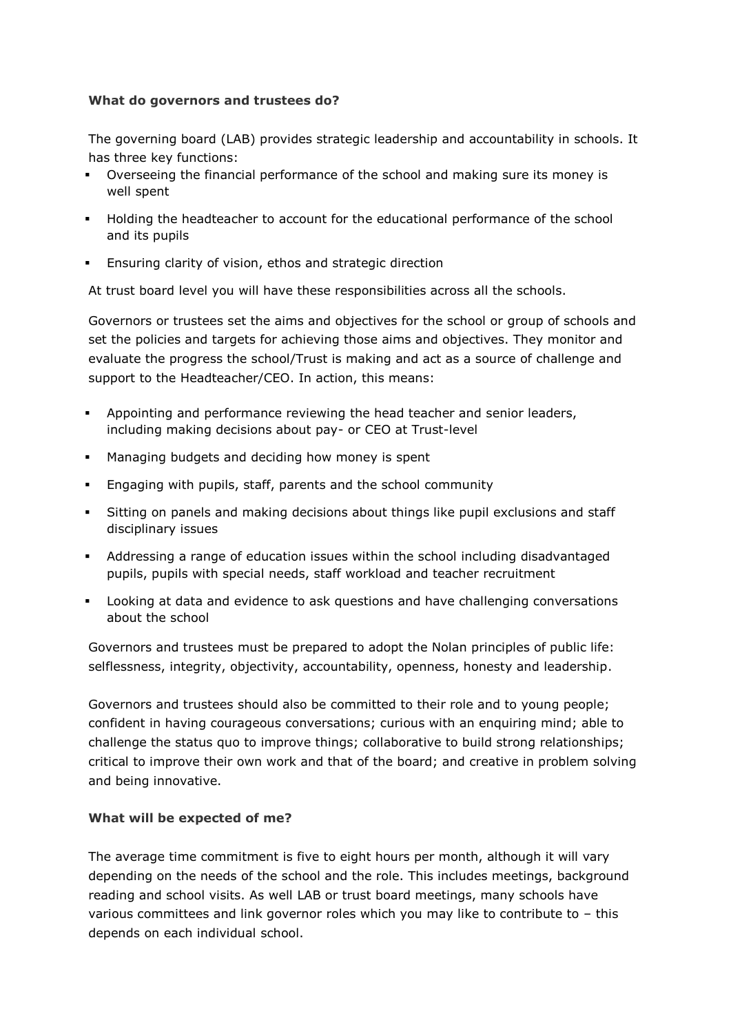**What do governors and trustees do?**

The governing board (LAB) provides strategic leadership and accountability in schools. It has three key functions:

- Overseeing the financial performance of the school and making sure its money is well spent
- Holding the headteacher to account for the educational performance of the school and its pupils
- Ensuring clarity of vision, ethos and strategic direction

At trust board level you will have these responsibilities across all the schools.

Governors or trustees set the aims and objectives for the school or group of schools and set the policies and targets for achieving those aims and objectives. They monitor and evaluate the progress the school/Trust is making and act as a source of challenge and support to the Headteacher/CEO. In action, this means:

- Appointing and performance reviewing the head teacher and senior leaders, including making decisions about pay- or CEO at Trust-level
- Managing budgets and deciding how money is spent
- Engaging with pupils, staff, parents and the school community
- Sitting on panels and making decisions about things like pupil exclusions and staff disciplinary issues
- Addressing a range of education issues within the school including disadvantaged pupils, pupils with special needs, staff workload and teacher recruitment
- Looking at data and evidence to ask questions and have challenging conversations about the school

Governors and trustees must be prepared to adopt the Nolan principles of public life: selflessness, integrity, objectivity, accountability, openness, honesty and leadership.

Governors and trustees should also be committed to their role and to young people; confident in having courageous conversations; curious with an enquiring mind; able to challenge the status quo to improve things; collaborative to build strong relationships; critical to improve their own work and that of the board; and creative in problem solving and being innovative.

**What will be expected of me?**

The average time commitment is five to eight hours per month, although it will vary depending on the needs of the school and the role. This includes meetings, background reading and school visits. As well LAB or trust board meetings, many schools have various committees and link governor roles which you may like to contribute to – this depends on each individual school.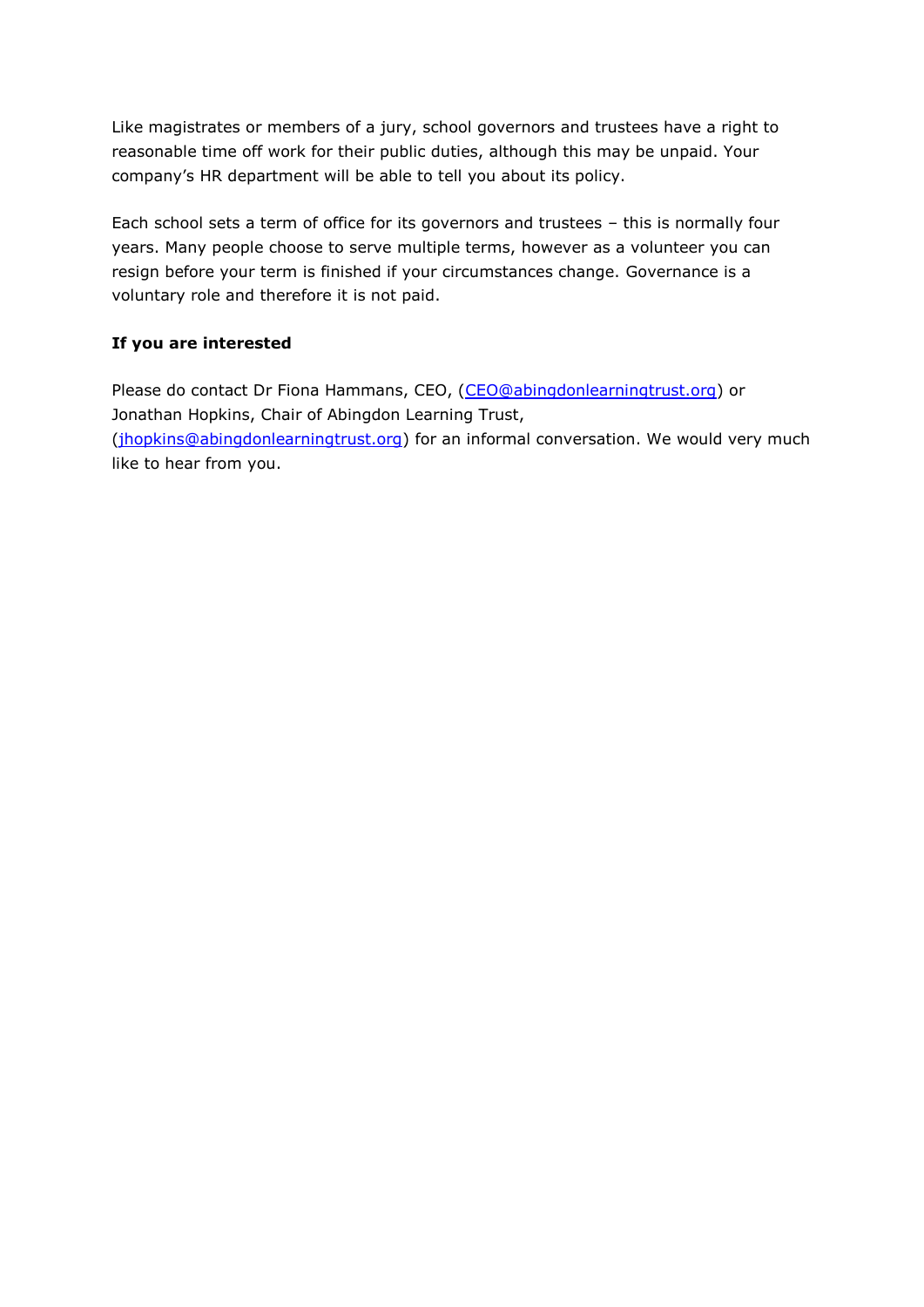Like magistrates or members of a jury, school governors and trustees have a right to reasonable time off work for their public duties, although this may be unpaid. Your company's HR department will be able to tell you about its policy.

Each school sets a term of office for its governors and trustees – this is normally four years. Many people choose to serve multiple terms, however as a volunteer you can resign before your term is finished if your circumstances change. Governance is a voluntary role and therefore it is not paid.

**If you are interested**

Please do contact Dr Fiona Hammans, CEO, (CEO@abingdonlearningtrust.org) or Jonathan Hopkins, Chair of Abingdon Learning Trust, (jhopkins@abingdonlearningtrust.org) for an informal conversation. We would very much like to hear from you.